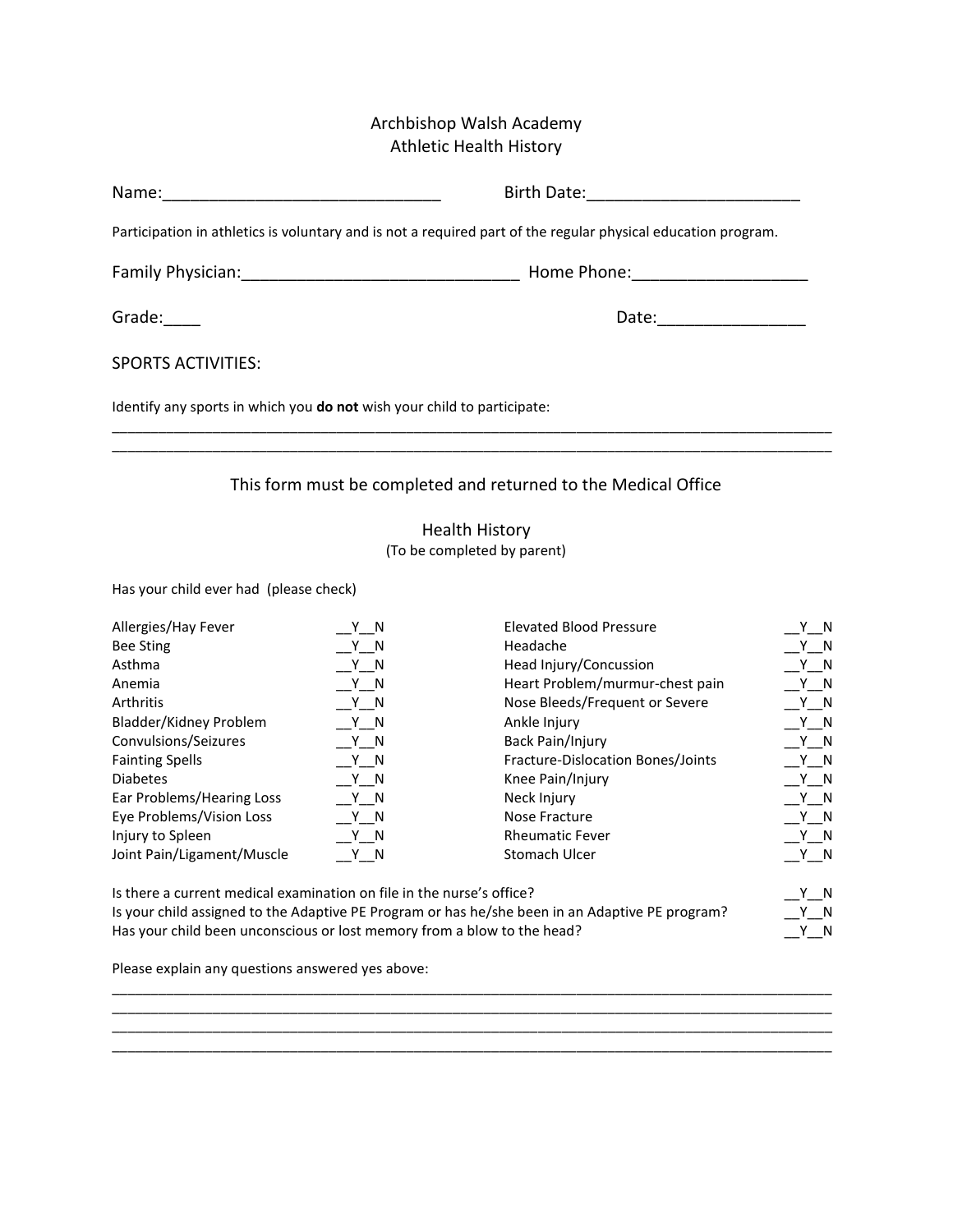# Archbishop Walsh Academy
## Athletic Health History

Name:______________________________ Birth Date:_______________________

Participation in athletics is voluntary and is not a required part of the regular physical education program.

Family Physician:______________________________ Home Phone:__________________

Grade:____ Date:________________

SPORTS ACTIVITIES:

Identify any sports in which you **do not** wish your child to participate:

______________________________________________________________________________________
______________________________________________________________________________________

### This form must be completed and returned to the Medical Office

### Health History
(To be completed by parent)

Has your child ever had (please check)

| Condition | Y/N | Condition | Y/N |
|---|---|---|---|
| Allergies/Hay Fever | __Y__N | Elevated Blood Pressure | __Y__N |
| Bee Sting | __Y__N | Headache | __Y__N |
| Asthma | __Y__N | Head Injury/Concussion | __Y__N |
| Anemia | __Y__N | Heart Problem/murmur-chest pain | __Y__N |
| Arthritis | __Y__N | Nose Bleeds/Frequent or Severe | __Y__N |
| Bladder/Kidney Problem | __Y__N | Ankle Injury | __Y__N |
| Convulsions/Seizures | __Y__N | Back Pain/Injury | __Y__N |
| Fainting Spells | __Y__N | Fracture-Dislocation Bones/Joints | __Y__N |
| Diabetes | __Y__N | Knee Pain/Injury | __Y__N |
| Ear Problems/Hearing Loss | __Y__N | Neck Injury | __Y__N |
| Eye Problems/Vision Loss | __Y__N | Nose Fracture | __Y__N |
| Injury to Spleen | __Y__N | Rheumatic Fever | __Y__N |
| Joint Pain/Ligament/Muscle | __Y__N | Stomach Ulcer | __Y__N |

Is there a current medical examination on file in the nurse's office? __Y__N

Is your child assigned to the Adaptive PE Program or has he/she been in an Adaptive PE program? __Y__N

Has your child been unconscious or lost memory from a blow to the head? __Y__N

Please explain any questions answered yes above:

______________________________________________________________________________________
______________________________________________________________________________________
______________________________________________________________________________________
______________________________________________________________________________________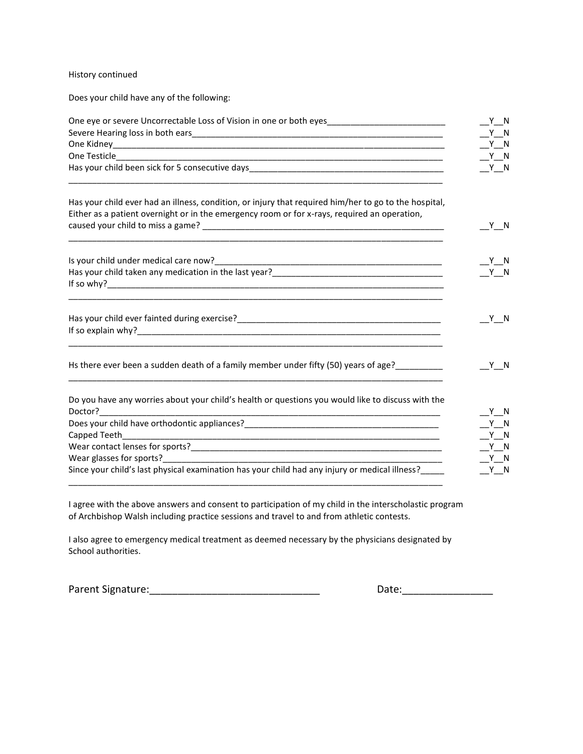History continued

Does your child have any of the following:

One eye or severe Uncorrectable Loss of Vision in one or both eyes_________________________ __Y__N
Severe Hearing loss in both ears_____________________________________________________ __Y__N
One Kidney__________________________________________________________________ __Y__N
One Testicle_________________________________________________________________ __Y__N
Has your child been sick for 5 consecutive days__________________________________________ __Y__N
________________________________________________________________________________

Has your child ever had an illness, condition, or injury that required him/her to go to the hospital, Either as a patient overnight or in the emergency room or for x-rays, required an operation, caused your child to miss a game? _____________________________________________________ __Y__N
________________________________________________________________________________

Is your child under medical care now?__________________________________________________ __Y__N
Has your child taken any medication in the last year?_____________________________________ __Y__N
If so why?__________________________________________________________________________
________________________________________________________________________________

Has your child ever fainted during exercise?____________________________________________ __Y__N
If so explain why?____________________________________________________________________
________________________________________________________________________________

Hs there ever been a sudden death of a family member under fifty (50) years of age?__________ __Y__N
________________________________________________________________________________

Do you have any worries about your child's health or questions you would like to discuss with the Doctor?_____________________________________________________________________ __Y__N
Does your child have orthodontic appliances?___________________________________________ __Y__N
Capped Teeth_______________________________________________________________________ __Y__N
Wear contact lenses for sports?_______________________________________________________ __Y__N
Wear glasses for sports?______________________________________________________________ __Y__N
Since your child's last physical examination has your child had any injury or medical illness?_____ __Y__N
________________________________________________________________________________

I agree with the above answers and consent to participation of my child in the interscholastic program of Archbishop Walsh including practice sessions and travel to and from athletic contests.

I also agree to emergency medical treatment as deemed necessary by the physicians designated by School authorities.

Parent Signature:______________________________ Date:________________